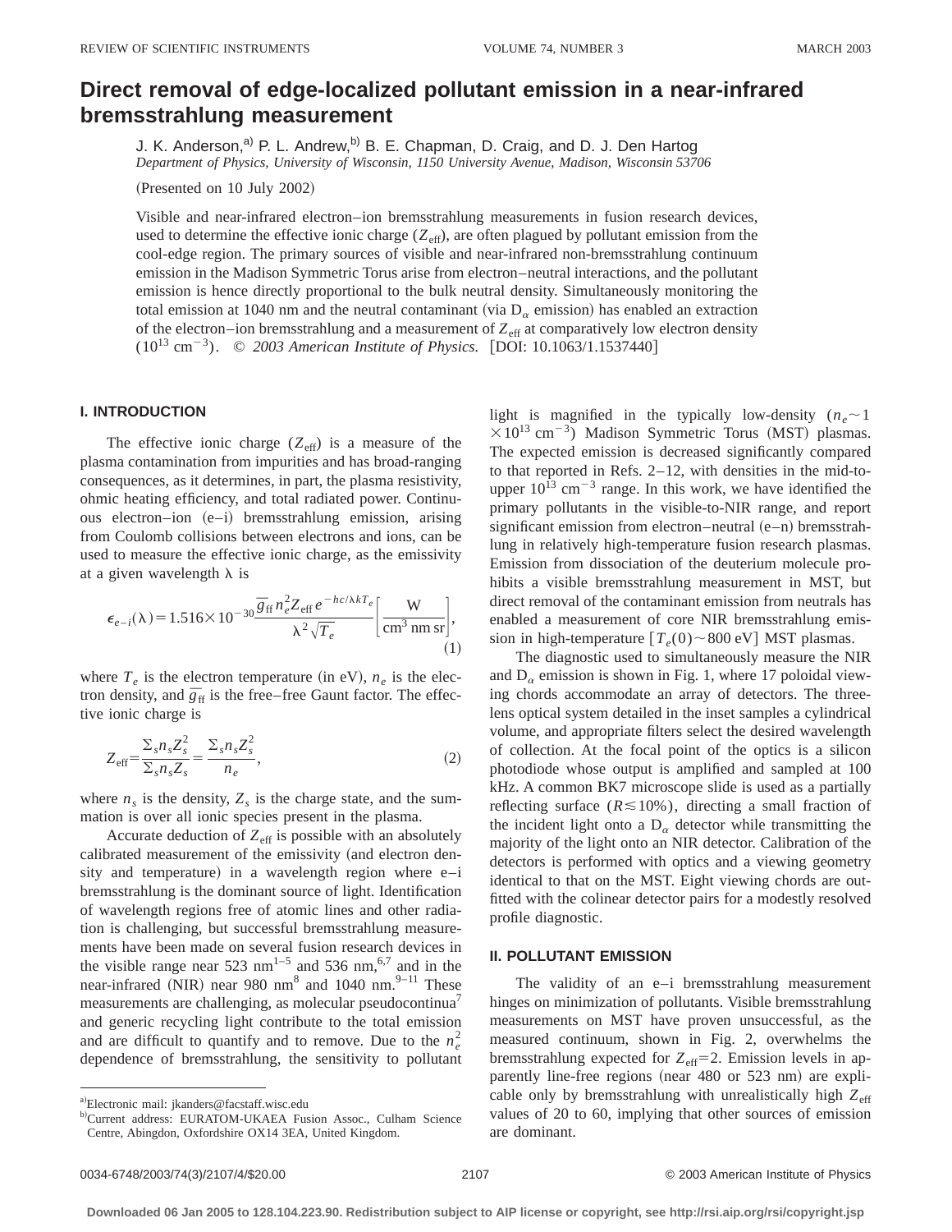# Direct removal of edge-localized pollutant emission in a near-infrared bremsstrahlung measurement

J. K. Anderson,[a] P. L. Andrew,[b] B. E. Chapman, D. Craig, and D. J. Den Hartog

*Department of Physics, University of Wisconsin, 1150 University Avenue, Madison, Wisconsin 53706*

(Presented on 10 July 2002)

Visible and near-infrared electron–ion bremsstrahlung measurements in fusion research devices, used to determine the effective ionic charge ($Z_{\mathrm{eff}}$), are often plagued by pollutant emission from the cool-edge region. The primary sources of visible and near-infrared non-bremsstrahlung continuum emission in the Madison Symmetric Torus arise from electron–neutral interactions, and the pollutant emission is hence directly proportional to the bulk neutral density. Simultaneously monitoring the total emission at 1040 nm and the neutral contaminant (via $D_\alpha$ emission) has enabled an extraction of the electron–ion bremsstrahlung and a measurement of $Z_{\mathrm{eff}}$ at comparatively low electron density ($10^{13}\ \mathrm{cm}^{-3}$). © *2003 American Institute of Physics.* [DOI: 10.1063/1.1537440]

## I. INTRODUCTION

The effective ionic charge ($Z_{\mathrm{eff}}$) is a measure of the plasma contamination from impurities and has broad-ranging consequences, as it determines, in part, the plasma resistivity, ohmic heating efficiency, and total radiated power. Continuous electron–ion (e–i) bremsstrahlung emission, arising from Coulomb collisions between electrons and ions, can be used to measure the effective ionic charge, as the emissivity at a given wavelength λ is

$$\epsilon_{e-i}(\lambda)=1.516\times10^{-30}\frac{\bar{g}_{\mathrm{ff}}\,n_e^2 Z_{\mathrm{eff}}\,e^{-hc/\lambda kT_e}}{\lambda^2\sqrt{T_e}}\left[\frac{\mathrm{W}}{\mathrm{cm}^3\ \mathrm{nm\ sr}}\right], \tag{1}$$

where $T_e$ is the electron temperature (in eV), $n_e$ is the electron density, and $\bar{g}_{\mathrm{ff}}$ is the free–free Gaunt factor. The effective ionic charge is

$$Z_{\mathrm{eff}}=\frac{\Sigma_s n_s Z_s^2}{\Sigma_s n_s Z_s}=\frac{\Sigma_s n_s Z_s^2}{n_e}, \tag{2}$$

where $n_s$ is the density, $Z_s$ is the charge state, and the summation is over all ionic species present in the plasma.

Accurate deduction of $Z_{\mathrm{eff}}$ is possible with an absolutely calibrated measurement of the emissivity (and electron density and temperature) in a wavelength region where e–i bremsstrahlung is the dominant source of light. Identification of wavelength regions free of atomic lines and other radiation is challenging, but successful bremsstrahlung measurements have been made on several fusion research devices in the visible range near 523 nm[1–5] and 536 nm,[6,7] and in the near-infrared (NIR) near 980 nm[8] and 1040 nm.[9–11] These measurements are challenging, as molecular pseudocontinua[7] and generic recycling light contribute to the total emission and are difficult to quantify and to remove. Due to the $n_e^2$ dependence of bremsstrahlung, the sensitivity to pollutant light is magnified in the typically low-density ($n_e\sim1\times10^{13}\ \mathrm{cm}^{-3}$) Madison Symmetric Torus (MST) plasmas. The expected emission is decreased significantly compared to that reported in Refs. 2–12, with densities in the mid-to-upper $10^{13}\ \mathrm{cm}^{-3}$ range. In this work, we have identified the primary pollutants in the visible-to-NIR range, and report significant emission from electron–neutral (e–n) bremsstrahlung in relatively high-temperature fusion research plasmas. Emission from dissociation of the deuterium molecule prohibits a visible bremsstrahlung measurement in MST, but direct removal of the contaminant emission from neutrals has enabled a measurement of core NIR bremsstrahlung emission in high-temperature [$T_e(0)\sim800$ eV] MST plasmas.

The diagnostic used to simultaneously measure the NIR and $D_\alpha$ emission is shown in Fig. 1, where 17 poloidal viewing chords accommodate an array of detectors. The three-lens optical system detailed in the inset samples a cylindrical volume, and appropriate filters select the desired wavelength of collection. At the focal point of the optics is a silicon photodiode whose output is amplified and sampled at 100 kHz. A common BK7 microscope slide is used as a partially reflecting surface ($R\lesssim10\%$), directing a small fraction of the incident light onto a $D_\alpha$ detector while transmitting the majority of the light onto an NIR detector. Calibration of the detectors is performed with optics and a viewing geometry identical to that on the MST. Eight viewing chords are outfitted with the colinear detector pairs for a modestly resolved profile diagnostic.

## II. POLLUTANT EMISSION

The validity of an e–i bremsstrahlung measurement hinges on minimization of pollutants. Visible bremsstrahlung measurements on MST have proven unsuccessful, as the measured continuum, shown in Fig. 2, overwhelms the bremsstrahlung expected for $Z_{\mathrm{eff}}=2$. Emission levels in apparently line-free regions (near 480 or 523 nm) are explicable only by bremsstrahlung with unrealistically high $Z_{\mathrm{eff}}$ values of 20 to 60, implying that other sources of emission are dominant.

---

[a] Electronic mail: jkanders@facstaff.wisc.edu

[b] Current address: EURATOM-UKAEA Fusion Assoc., Culham Science Centre, Abingdon, Oxfordshire OX14 3EA, United Kingdom.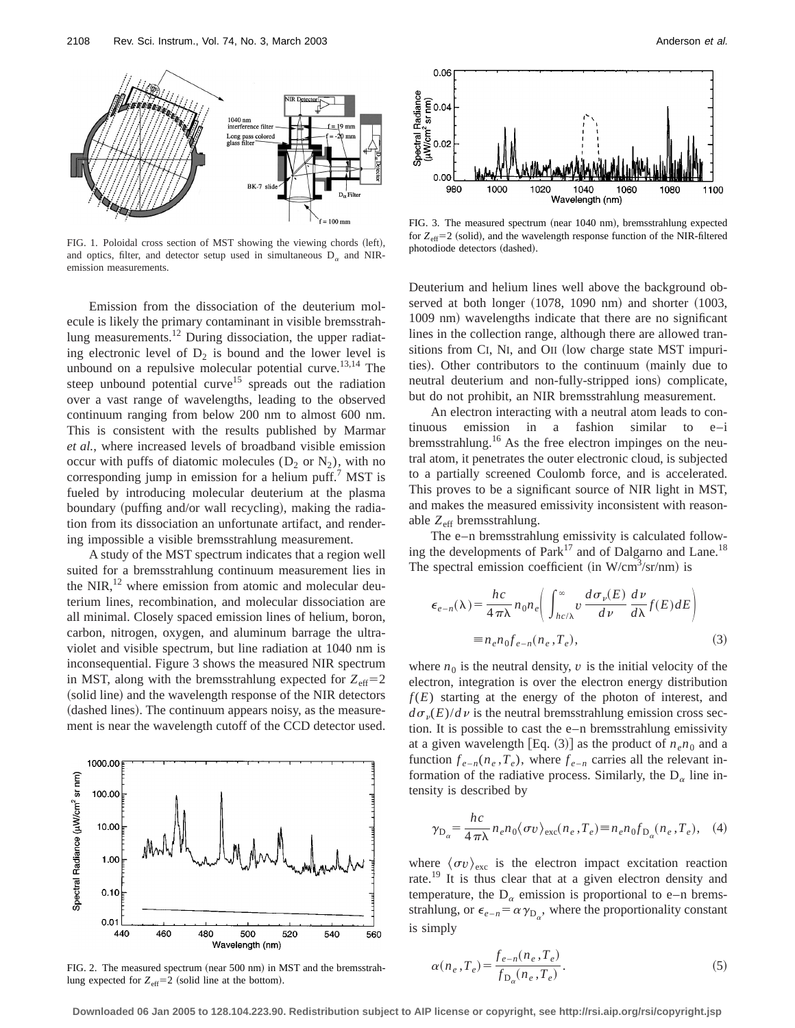FIG. 1. Poloidal cross section of MST showing the viewing chords (left), and optics, filter, and detector setup used in simultaneous $D_\alpha$ and NIR-emission measurements.

Emission from the dissociation of the deuterium molecule is likely the primary contaminant in visible bremsstrahlung measurements.[12] During dissociation, the upper radiating electronic level of $D_2$ is bound and the lower level is unbound on a repulsive molecular potential curve.[13,14] The steep unbound potential curve[15] spreads out the radiation over a vast range of wavelengths, leading to the observed continuum ranging from below 200 nm to almost 600 nm. This is consistent with the results published by Marmar *et al.*, where increased levels of broadband visible emission occur with puffs of diatomic molecules ($D_2$ or $N_2$), with no corresponding jump in emission for a helium puff.[7] MST is fueled by introducing molecular deuterium at the plasma boundary (puffing and/or wall recycling), making the radiation from its dissociation an unfortunate artifact, and rendering impossible a visible bremsstrahlung measurement.

A study of the MST spectrum indicates that a region well suited for a bremsstrahlung continuum measurement lies in the NIR,[12] where emission from atomic and molecular deuterium lines, recombination, and molecular dissociation are all minimal. Closely spaced emission lines of helium, boron, carbon, nitrogen, oxygen, and aluminum barrage the ultraviolet and visible spectrum, but line radiation at 1040 nm is inconsequential. Figure 3 shows the measured NIR spectrum in MST, along with the bremsstrahlung expected for $Z_{\text{eff}}=2$ (solid line) and the wavelength response of the NIR detectors (dashed lines). The continuum appears noisy, as the measurement is near the wavelength cutoff of the CCD detector used.

FIG. 2. The measured spectrum (near 500 nm) in MST and the bremsstrahlung expected for $Z_{\text{eff}}=2$ (solid line at the bottom).

FIG. 3. The measured spectrum (near 1040 nm), bremsstrahlung expected for $Z_{\text{eff}}=2$ (solid), and the wavelength response function of the NIR-filtered photodiode detectors (dashed).

Deuterium and helium lines well above the background observed at both longer (1078, 1090 nm) and shorter (1003, 1009 nm) wavelengths indicate that there are no significant lines in the collection range, although there are allowed transitions from C I, N I, and O II (low charge state MST impurities). Other contributors to the continuum (mainly due to neutral deuterium and non-fully-stripped ions) complicate, but do not prohibit, an NIR bremsstrahlung measurement.

An electron interacting with a neutral atom leads to continuous emission in a fashion similar to e–i bremsstrahlung.[16] As the free electron impinges on the neutral atom, it penetrates the outer electronic cloud, is subjected to a partially screened Coulomb force, and is accelerated. This proves to be a significant source of NIR light in MST, and makes the measured emissivity inconsistent with reasonable $Z_{\text{eff}}$ bremsstrahlung.

The e–n bremsstrahlung emissivity is calculated following the developments of Park[17] and of Dalgarno and Lane.[18] The spectral emission coefficient (in W/cm$^3$/sr/nm) is

$$\epsilon_{e-n}(\lambda)=\frac{hc}{4\pi\lambda}n_0 n_e\left(\int_{hc/\lambda}^{\infty} v\frac{d\sigma_\nu(E)}{d\nu}\frac{d\nu}{d\lambda}f(E)dE\right)$$
$$\equiv n_e n_0 f_{e-n}(n_e,T_e), \tag{3}$$

where $n_0$ is the neutral density, $v$ is the initial velocity of the electron, integration is over the electron energy distribution $f(E)$ starting at the energy of the photon of interest, and $d\sigma_\nu(E)/d\nu$ is the neutral bremsstrahlung emission cross section. It is possible to cast the e–n bremsstrahlung emissivity at a given wavelength [Eq. (3)] as the product of $n_e n_0$ and a function $f_{e-n}(n_e,T_e)$, where $f_{e-n}$ carries all the relevant information of the radiative process. Similarly, the $D_\alpha$ line intensity is described by

$$\gamma_{D_\alpha}=\frac{hc}{4\pi\lambda}n_e n_0\langle\sigma v\rangle_{\text{exc}}(n_e,T_e)\equiv n_e n_0 f_{D_\alpha}(n_e,T_e), \tag{4}$$

where $\langle\sigma v\rangle_{\text{exc}}$ is the electron impact excitation reaction rate.[19] It is thus clear that at a given electron density and temperature, the $D_\alpha$ emission is proportional to e–n bremsstrahlung, or $\epsilon_{e-n}=\alpha\gamma_{D_\alpha}$, where the proportionality constant is simply

$$\alpha(n_e,T_e)=\frac{f_{e-n}(n_e,T_e)}{f_{D_\alpha}(n_e,T_e)}. \tag{5}$$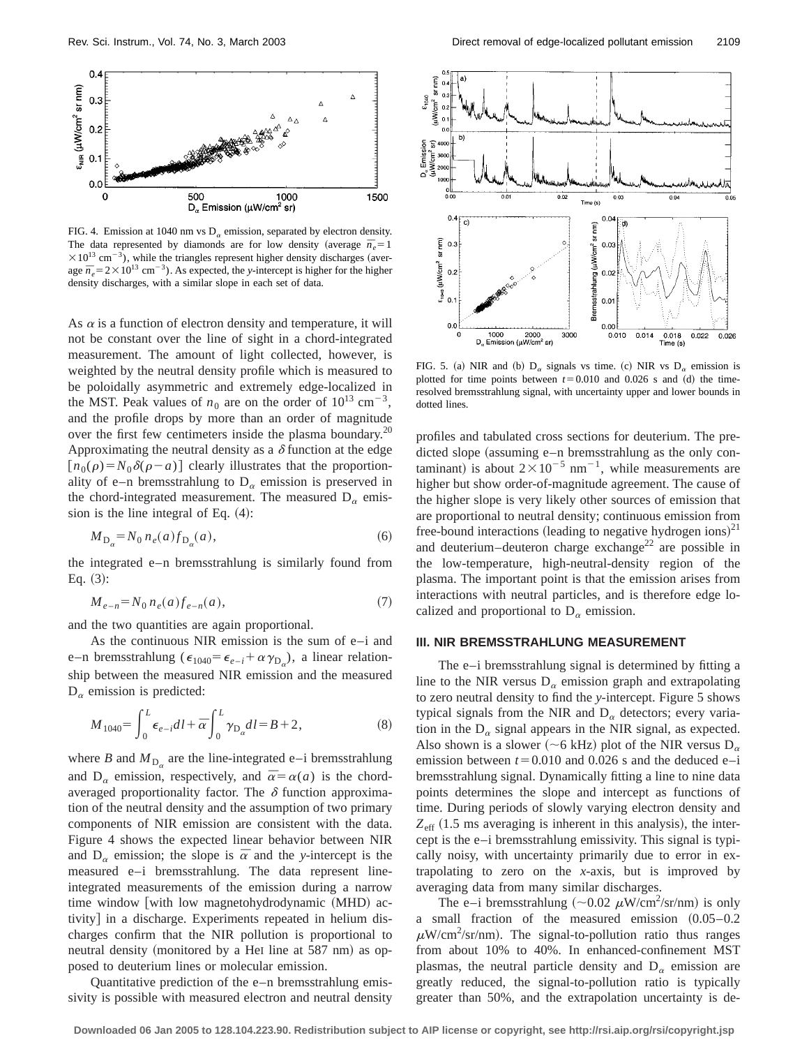FIG. 4. Emission at 1040 nm vs $D_\alpha$ emission, separated by electron density. The data represented by diamonds are for low density (average $\bar{n}_e = 1 \times 10^{13}$ cm$^{-3}$), while the triangles represent higher density discharges (average $\bar{n}_e = 2 \times 10^{13}$ cm$^{-3}$). As expected, the *y*-intercept is higher for the higher density discharges, with a similar slope in each set of data.

As $\alpha$ is a function of electron density and temperature, it will not be constant over the line of sight in a chord-integrated measurement. However, is weighted by the neutral density profile which is measured to be poloidally asymmetric and extremely edge-localized in the MST. Peak values of $n_0$ are on the order of $10^{13}$ cm$^{-3}$, and the profile drops by more than an order of magnitude over the first few centimeters inside the plasma boundary.[20] Approximating the neutral density as a $\delta$ function at the edge $[n_0(\rho) = N_0 \delta(\rho - a)]$ clearly illustrates that the proportionality of e–n bremsstrahlung to $D_\alpha$ emission is preserved in the chord-integrated measurement. The measured $D_\alpha$ emission is the line integral of Eq. (4):

$$M_{D_\alpha} = N_0 n_e(a) f_{D_\alpha}(a), \tag{6}$$

the integrated e–n bremsstrahlung is similarly found from Eq. (3):

$$M_{e-n} = N_0 n_e(a) f_{e-n}(a), \tag{7}$$

and the two quantities are again proportional.

As the continuous NIR emission is the sum of e–i and e–n bremsstrahlung ($\epsilon_{1040} = \epsilon_{e-i} + \alpha \gamma_{D_\alpha}$), a linear relationship between the measured NIR emission and the measured $D_\alpha$ emission is predicted:

$$M_{1040} = \int_0^L \epsilon_{e-i} dl + \bar{\alpha} \int_0^L \gamma_{D_\alpha} dl = B + 2, \tag{8}$$

where $B$ and $M_{D_\alpha}$ are the line-integrated e–i bremsstrahlung and $D_\alpha$ emission, respectively, and $\bar{\alpha} = \alpha(a)$ is the chord-averaged proportionality factor. The $\delta$ function approximation of the neutral density and the assumption of two primary components of NIR emission are consistent with the data. Figure 4 shows the expected linear behavior between NIR and $D_\alpha$ emission; the slope is $\bar{\alpha}$ and the *y*-intercept is the measured e–i bremsstrahlung. The data represent line-integrated measurements of the emission during a narrow time window [with low magnetohydrodynamic (MHD) activity] in a discharge. Experiments repeated in helium discharges confirm that the NIR pollution is proportional to neutral density (monitored by a HeI line at 587 nm) as opposed to deuterium lines or molecular emission.

Quantitative prediction of the e–n bremsstrahlung emissivity is possible with measured electron and neutral density profiles and tabulated cross sections for deuterium. The predicted slope (assuming e–n bremsstrahlung as the only contaminant) is about $2 \times 10^{-5}$ nm$^{-1}$, while measurements are higher but show order-of-magnitude agreement. The cause of the higher slope is very likely other sources of emission that are proportional to neutral density; continuous emission from free-bound interactions (leading to negative hydrogen ions)[21] and deuterium–deuteron charge exchange[22] are possible in the low-temperature, high-neutral-density region of the plasma. The important point is that the emission arises from interactions with neutral particles, and is therefore edge localized and proportional to $D_\alpha$ emission.

FIG. 5. (a) NIR and (b) $D_\alpha$ signals vs time. (c) NIR vs $D_\alpha$ emission is plotted for time points between $t = 0.010$ and 0.026 s and (d) the time-resolved bremsstrahlung signal, with uncertainty upper and lower bounds in dotted lines.

## III. NIR BREMSSTRAHLUNG MEASUREMENT

The e–i bremsstrahlung signal is determined by fitting a line to the NIR versus $D_\alpha$ emission graph and extrapolating to zero neutral density to find the *y*-intercept. Figure 5 shows typical signals from the NIR and $D_\alpha$ detectors; every variation in the $D_\alpha$ signal appears in the NIR signal, as expected. Also shown is a slower (~6 kHz) plot of the NIR versus $D_\alpha$ emission between $t = 0.010$ and 0.026 s and the deduced e–i bremsstrahlung signal. Dynamically fitting a line to nine data points determines the slope and intercept as functions of time. During periods of slowly varying electron density and $Z_{\text{eff}}$ (1.5 ms averaging is inherent in this analysis), the intercept is the e–i bremsstrahlung emissivity. This signal is typically noisy, with uncertainty primarily due to error in extrapolating to zero on the *x*-axis, but is improved by averaging data from many similar discharges.

The e–i bremsstrahlung (~0.02 $\mu$W/cm$^2$/sr/nm) is only a small fraction of the measured emission (0.05–0.2 $\mu$W/cm$^2$/sr/nm). The signal-to-pollution ratio thus ranges from about 10% to 40%. In enhanced-confinement MST plasmas, the neutral particle density and $D_\alpha$ emission are greatly reduced, the signal-to-pollution ratio is typically greater than 50%, and the extrapolation uncertainty is de-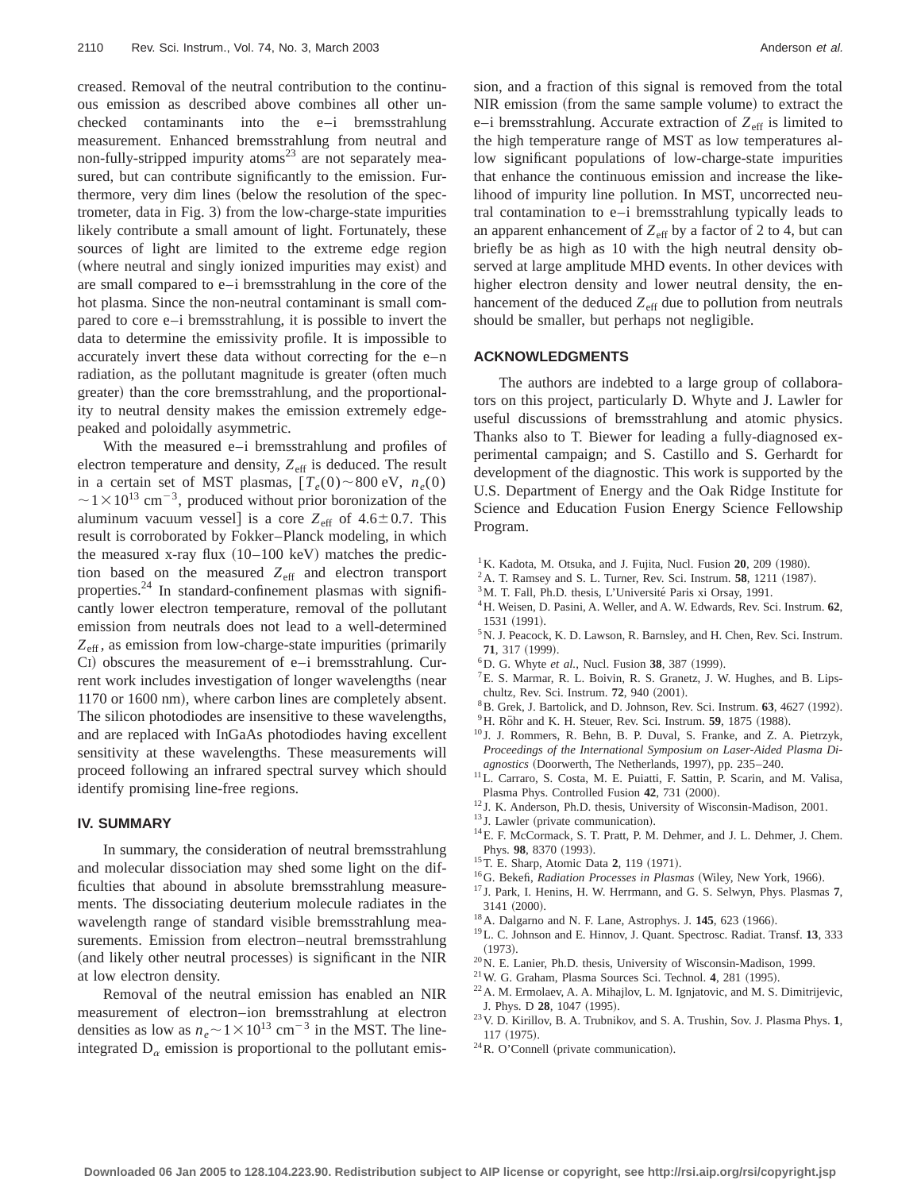creased. Removal of the neutral contribution to the continuous emission as described above combines all other unchecked contaminants into the e–i bremsstrahlung measurement. Enhanced bremsstrahlung from neutral and non-fully-stripped impurity atoms[23] are not separately measured, but can contribute significantly to the emission. Furthermore, very dim lines (below the resolution of the spectrometer, data in Fig. 3) from the low-charge-state impurities likely contribute a small amount of light. Fortunately, these sources of light are limited to the extreme edge region (where neutral and singly ionized impurities may exist) and are small compared to e–i bremsstrahlung in the core of the hot plasma. Since the non-neutral contaminant is small compared to core e–i bremsstrahlung, it is possible to invert the data to determine the emissivity profile. It is impossible to accurately invert these data without correcting for the e–n radiation, as the pollutant magnitude is greater (often much greater) than the core bremsstrahlung, and the proportionality to neutral density makes the emission extremely edge-peaked and poloidally asymmetric.

With the measured e–i bremsstrahlung and profiles of electron temperature and density, $Z_{\rm eff}$ is deduced. The result in a certain set of MST plasmas, [$T_e(0) \sim 800$ eV, $n_e(0) \sim 1 \times 10^{13}$ cm$^{-3}$, produced without prior boronization of the aluminum vacuum vessel] is a core $Z_{\rm eff}$ of $4.6 \pm 0.7$. This result is corroborated by Fokker–Planck modeling, in which the measured x-ray flux (10–100 keV) matches the prediction based on the measured $Z_{\rm eff}$ and electron transport properties.[24] In standard-confinement plasmas with significantly lower electron temperature, removal of the pollutant emission from neutrals does not lead to a well-determined $Z_{\rm eff}$, as emission from low-charge-state impurities (primarily CI) obscures the measurement of e–i bremsstrahlung. Current work includes investigation of longer wavelengths (near 1170 or 1600 nm), where carbon lines are completely absent. The silicon photodiodes are insensitive to these wavelengths, and are replaced with InGaAs photodiodes having excellent sensitivity at these wavelengths. These measurements will proceed following an infrared spectral survey which should identify promising line-free regions.

## IV. SUMMARY

In summary, the consideration of neutral bremsstrahlung and molecular dissociation may shed some light on the difficulties that abound in absolute bremsstrahlung measurements. The dissociating deuterium molecule radiates in the wavelength range of standard visible bremsstrahlung measurements. Emission from electron–neutral bremsstrahlung (and likely other neutral processes) is significant in the NIR at low electron density.

Removal of the neutral emission has enabled an NIR measurement of electron–ion bremsstrahlung at electron densities as low as $n_e \sim 1 \times 10^{13}$ cm$^{-3}$ in the MST. The line-integrated $D_\alpha$ emission is proportional to the pollutant emission, and a fraction of this signal is removed from the total NIR emission (from the same sample volume) to extract the e–i bremsstrahlung. Accurate extraction of $Z_{\rm eff}$ is limited to the high temperature range of MST as low temperatures allow significant populations of low-charge-state impurities that enhance the continuous emission and increase the likelihood of impurity line pollution. In MST, uncorrected neutral contamination to e–i bremsstrahlung typically leads to an apparent enhancement of $Z_{\rm eff}$ by a factor of 2 to 4, but can briefly be as high as 10 with the high neutral density observed at large amplitude MHD events. In other devices with higher electron density and lower neutral density, the enhancement of the deduced $Z_{\rm eff}$ due to pollution from neutrals should be smaller, but perhaps not negligible.

## ACKNOWLEDGMENTS

The authors are indebted to a large group of collaborators on this project, particularly D. Whyte and J. Lawler for useful discussions of bremsstrahlung and atomic physics. Thanks also to T. Biewer for leading a fully-diagnosed experimental campaign; and S. Castillo and S. Gerhardt for development of the diagnostic. This work is supported by the U.S. Department of Energy and the Oak Ridge Institute for Science and Education Fusion Energy Science Fellowship Program.

[1] K. Kadota, M. Otsuka, and J. Fujita, Nucl. Fusion **20**, 209 (1980).
[2] A. T. Ramsey and S. L. Turner, Rev. Sci. Instrum. **58**, 1211 (1987).
[3] M. T. Fall, Ph.D. thesis, L'Université Paris xi Orsay, 1991.
[4] H. Weisen, D. Pasini, A. Weller, and A. W. Edwards, Rev. Sci. Instrum. **62**, 1531 (1991).
[5] N. J. Peacock, K. D. Lawson, R. Barnsley, and H. Chen, Rev. Sci. Instrum. **71**, 317 (1999).
[6] D. G. Whyte *et al.*, Nucl. Fusion **38**, 387 (1999).
[7] E. S. Marmar, R. L. Boivin, R. S. Granetz, J. W. Hughes, and B. Lipschultz, Rev. Sci. Instrum. **72**, 940 (2001).
[8] B. Grek, J. Bartolick, and D. Johnson, Rev. Sci. Instrum. **63**, 4627 (1992).
[9] H. Röhr and K. H. Steuer, Rev. Sci. Instrum. **59**, 1875 (1988).
[10] J. J. Rommers, R. Behn, B. P. Duval, S. Franke, and Z. A. Pietrzyk, *Proceedings of the International Symposium on Laser-Aided Plasma Diagnostics* (Doorwerth, The Netherlands, 1997), pp. 235–240.
[11] L. Carraro, S. Costa, M. E. Puiatti, F. Sattin, P. Scarin, and M. Valisa, Plasma Phys. Controlled Fusion **42**, 731 (2000).
[12] J. K. Anderson, Ph.D. thesis, University of Wisconsin-Madison, 2001.
[13] J. Lawler (private communication).
[14] E. F. McCormack, S. T. Pratt, P. M. Dehmer, and J. L. Dehmer, J. Chem. Phys. **98**, 8370 (1993).
[15] T. E. Sharp, Atomic Data **2**, 119 (1971).
[16] G. Bekefi, *Radiation Processes in Plasmas* (Wiley, New York, 1966).
[17] J. Park, I. Henins, H. W. Herrmann, and G. S. Selwyn, Phys. Plasmas **7**, 3141 (2000).
[18] A. Dalgarno and N. F. Lane, Astrophys. J. **145**, 623 (1966).
[19] L. C. Johnson and E. Hinnov, J. Quant. Spectrosc. Radiat. Transf. **13**, 333 (1973).
[20] N. E. Lanier, Ph.D. thesis, University of Wisconsin-Madison, 1999.
[21] W. G. Graham, Plasma Sources Sci. Technol. **4**, 281 (1995).
[22] A. M. Ermolaev, A. A. Mihajlov, L. M. Ignjatovic, and M. S. Dimitrijevic, J. Phys. D **28**, 1047 (1995).
[23] V. D. Kirillov, B. A. Trubnikov, and S. A. Trushin, Sov. J. Plasma Phys. **1**, 117 (1975).
[24] R. O'Connell (private communication).